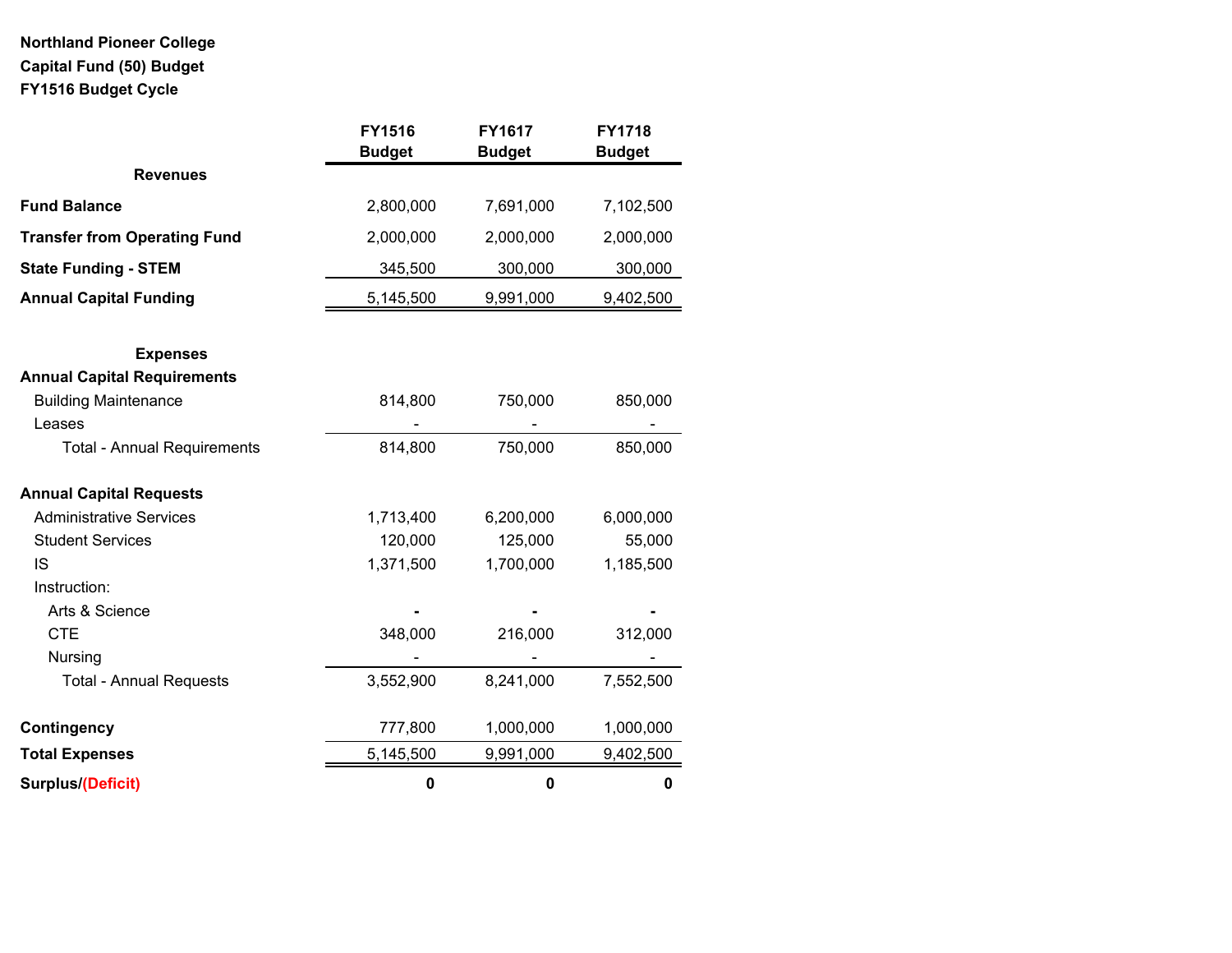**Northland Pioneer College**
**Capital Fund (50) Budget**
**FY1516 Budget Cycle**

| | FY1516 Budget | FY1617 Budget | FY1718 Budget |
|---|---|---|---|
| **Revenues** | | | |
| **Fund Balance** | 2,800,000 | 7,691,000 | 7,102,500 |
| **Transfer from Operating Fund** | 2,000,000 | 2,000,000 | 2,000,000 |
| **State Funding - STEM** | 345,500 | 300,000 | 300,000 |
| **Annual Capital Funding** | 5,145,500 | 9,991,000 | 9,402,500 |
| | | | |
| **Expenses** | | | |
| **Annual Capital Requirements** | | | |
| Building Maintenance | 814,800 | 750,000 | 850,000 |
| Leases | - | - | - |
| Total - Annual Requirements | 814,800 | 750,000 | 850,000 |
| | | | |
| **Annual Capital Requests** | | | |
| Administrative Services | 1,713,400 | 6,200,000 | 6,000,000 |
| Student Services | 120,000 | 125,000 | 55,000 |
| IS | 1,371,500 | 1,700,000 | 1,185,500 |
| Instruction: | | | |
| Arts & Science | - | - | - |
| CTE | 348,000 | 216,000 | 312,000 |
| Nursing | - | - | - |
| Total - Annual Requests | 3,552,900 | 8,241,000 | 7,552,500 |
| | | | |
| **Contingency** | 777,800 | 1,000,000 | 1,000,000 |
| **Total Expenses** | 5,145,500 | 9,991,000 | 9,402,500 |
| **Surplus/(Deficit)** | **0** | **0** | **0** |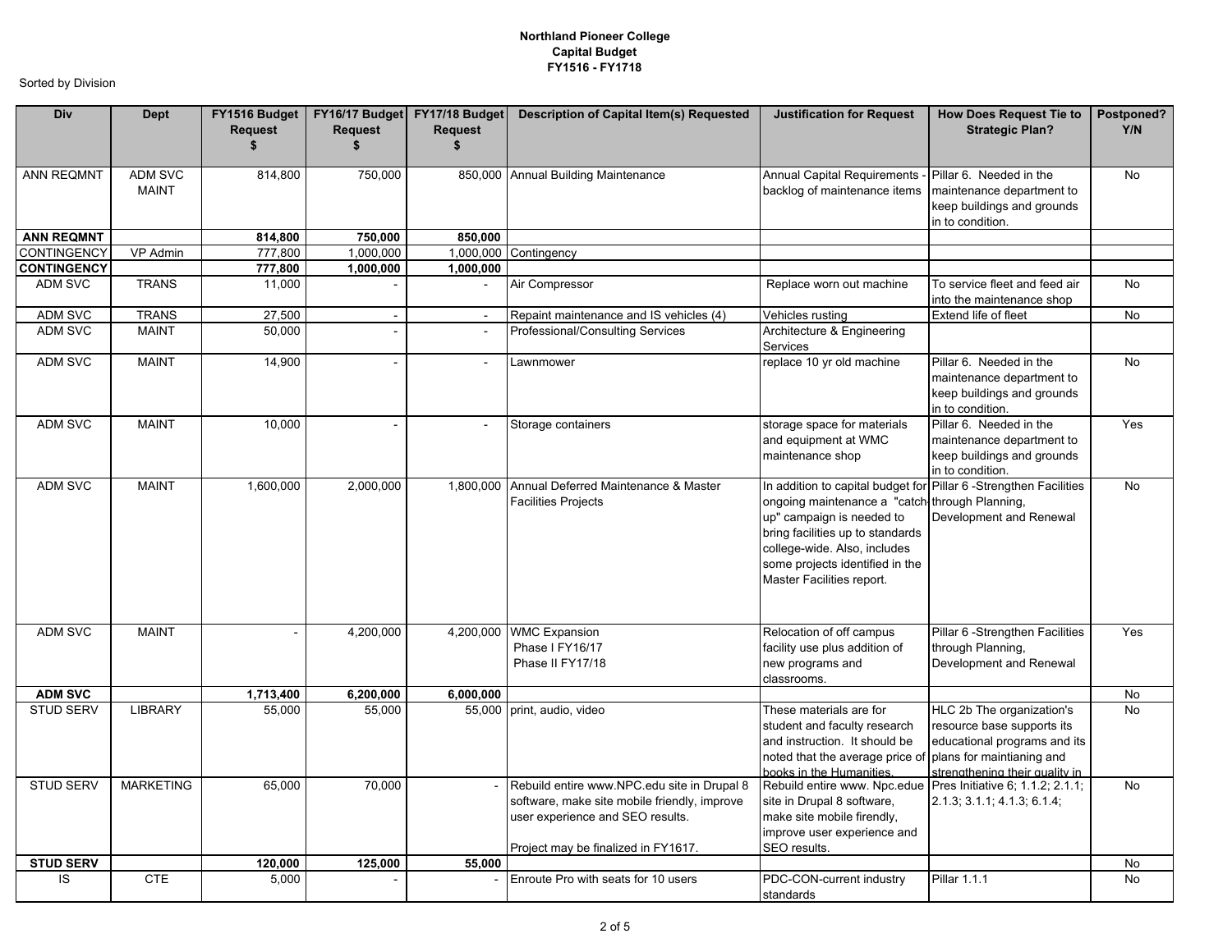**Northland Pioneer College**
**Capital Budget**
**FY1516 - FY1718**

Sorted by Division

| Div | Dept | FY1516 Budget Request $ | FY16/17 Budget Request $ | FY17/18 Budget Request $ | Description of Capital Item(s) Requested | Justification for Request | How Does Request Tie to Strategic Plan? | Postponed? Y/N |
|---|---|---|---|---|---|---|---|---|
| ANN REQMNT | ADM SVC MAINT | 814,800 | 750,000 | 850,000 | Annual Building Maintenance | Annual Capital Requirements - backlog of maintenance items | Pillar 6. Needed in the maintenance department to keep buildings and grounds in to condition. | No |
| **ANN REQMNT** | | **814,800** | **750,000** | **850,000** | | | | |
| CONTINGENCY | VP Admin | 777,800 | 1,000,000 | 1,000,000 | Contingency | | | |
| **CONTINGENCY** | | **777,800** | **1,000,000** | **1,000,000** | | | | |
| ADM SVC | TRANS | 11,000 | - | - | Air Compressor | Replace worn out machine | To service fleet and feed air into the maintenance shop | No |
| ADM SVC | TRANS | 27,500 | - | - | Repaint maintenance and IS vehicles (4) | Vehicles rusting | Extend life of fleet | No |
| ADM SVC | MAINT | 50,000 | - | - | Professional/Consulting Services | Architecture & Engineering Services | | |
| ADM SVC | MAINT | 14,900 | - | - | Lawnmower | replace 10 yr old machine | Pillar 6. Needed in the maintenance department to keep buildings and grounds in to condition. | No |
| ADM SVC | MAINT | 10,000 | - | - | Storage containers | storage space for materials and equipment at WMC maintenance shop | Pillar 6. Needed in the maintenance department to keep buildings and grounds in to condition. | Yes |
| ADM SVC | MAINT | 1,600,000 | 2,000,000 | 1,800,000 | Annual Deferred Maintenance & Master Facilities Projects | In addition to capital budget for ongoing maintenance a "catch-up" campaign is needed to bring facilities up to standards college-wide. Also, includes some projects identified in the Master Facilities report. | Pillar 6 -Strengthen Facilities through Planning, Development and Renewal | No |
| ADM SVC | MAINT | - | 4,200,000 | 4,200,000 | WMC Expansion Phase I FY16/17 Phase II FY17/18 | Relocation of off campus facility use plus addition of new programs and classrooms. | Pillar 6 -Strengthen Facilities through Planning, Development and Renewal | Yes |
| **ADM SVC** | | **1,713,400** | **6,200,000** | **6,000,000** | | | | No |
| STUD SERV | LIBRARY | 55,000 | 55,000 | 55,000 | print, audio, video | These materials are for student and faculty research and instruction. It should be noted that the average price of books in the Humanities, | HLC 2b The organization's resource base supports its educational programs and its plans for maintianing and strengthening their quality in | No |
| STUD SERV | MARKETING | 65,000 | 70,000 | - | Rebuild entire www.NPC.edu site in Drupal 8 software, make site mobile friendly, improve user experience and SEO results. Project may be finalized in FY1617. | Rebuild entire www. Npc.edue site in Drupal 8 software, make site mobile firendly, improve user experience and SEO results. | Pres Initiative 6; 1.1.2; 2.1.1; 2.1.3; 3.1.1; 4.1.3; 6.1.4; | No |
| **STUD SERV** | | **120,000** | **125,000** | **55,000** | | | | No |
| IS | CTE | 5,000 | - | - | Enroute Pro with seats for 10 users | PDC-CON-current industry standards | Pillar 1.1.1 | No |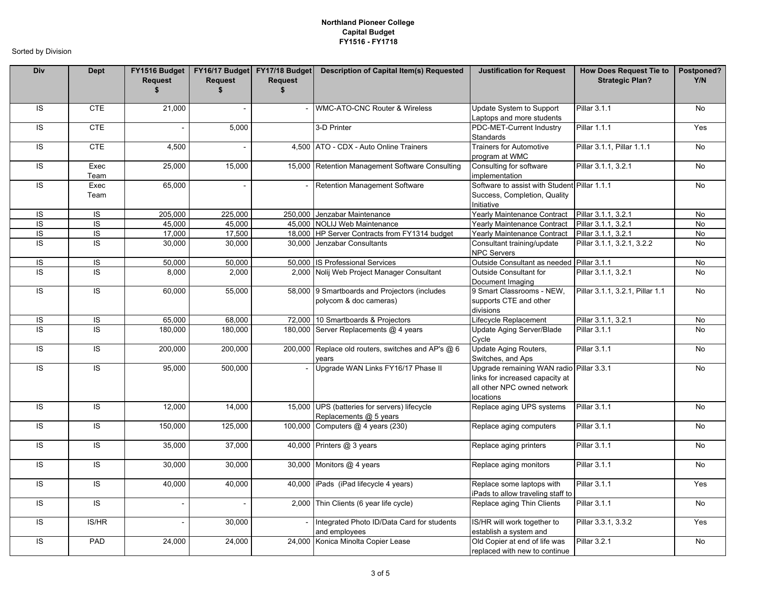**Northland Pioneer College**
**Capital Budget**
**FY1516 - FY1718**

Sorted by Division

| Div | Dept | FY1516 Budget Request $ | FY16/17 Budget Request $ | FY17/18 Budget Request $ | Description of Capital Item(s) Requested | Justification for Request | How Does Request Tie to Strategic Plan? | Postponed? Y/N |
|---|---|---|---|---|---|---|---|---|
| IS | CTE | 21,000 | - | - | WMC-ATO-CNC Router & Wireless | Update System to Support Laptops and more students | Pillar 3.1.1 | No |
| IS | CTE | - | 5,000 | | 3-D Printer | PDC-MET-Current Industry Standards | Pillar 1.1.1 | Yes |
| IS | CTE | 4,500 | - | 4,500 | ATO - CDX - Auto Online Trainers | Trainers for Automotive program at WMC | Pillar 3.1.1, Pillar 1.1.1 | No |
| IS | Exec Team | 25,000 | 15,000 | 15,000 | Retention Management Software Consulting | Consulting for software implementation | Pillar 3.1.1, 3.2.1 | No |
| IS | Exec Team | 65,000 | - | - | Retention Management Software | Software to assist with Student Success, Completion, Quality Initiative | Pillar 1.1.1 | No |
| IS | IS | 205,000 | 225,000 | 250,000 | Jenzabar Maintenance | Yearly Maintenance Contract | Pillar 3.1.1, 3.2.1 | No |
| IS | IS | 45,000 | 45,000 | 45,000 | NOLIJ Web Maintenance | Yearly Maintenance Contract | Pillar 3.1.1, 3.2.1 | No |
| IS | IS | 17,000 | 17,500 | 18,000 | HP Server Contracts from FY1314 budget | Yearly Maintenance Contract | Pillar 3.1.1, 3.2.1 | No |
| IS | IS | 30,000 | 30,000 | 30,000 | Jenzabar Consultants | Consultant training/update NPC Servers | Pillar 3.1.1, 3.2.1, 3.2.2 | No |
| IS | IS | 50,000 | 50,000 | 50,000 | IS Professional Services | Outside Consultant as needed | Pillar 3.1.1 | No |
| IS | IS | 8,000 | 2,000 | 2,000 | Nolij Web Project Manager Consultant | Outside Consultant for Document Imaging | Pillar 3.1.1, 3.2.1 | No |
| IS | IS | 60,000 | 55,000 | 58,000 | 9 Smartboards and Projectors (includes polycom & doc cameras) | 9 Smart Classrooms - NEW, supports CTE and other divisions | Pillar 3.1.1, 3.2.1, Pillar 1.1 | No |
| IS | IS | 65,000 | 68,000 | 72,000 | 10 Smartboards & Projectors | Lifecycle Replacement | Pillar 3.1.1, 3.2.1 | No |
| IS | IS | 180,000 | 180,000 | 180,000 | Server Replacements @ 4 years | Update Aging Server/Blade Cycle | Pillar 3.1.1 | No |
| IS | IS | 200,000 | 200,000 | 200,000 | Replace old routers, switches and AP's @ 6 years | Update Aging Routers, Switches, and Aps | Pillar 3.1.1 | No |
| IS | IS | 95,000 | 500,000 | - | Upgrade WAN Links FY16/17 Phase II | Upgrade remaining WAN radio links for increased capacity at all other NPC owned network locations | Pillar 3.3.1 | No |
| IS | IS | 12,000 | 14,000 | 15,000 | UPS (batteries for servers) lifecycle Replacements @ 5 years | Replace aging UPS systems | Pillar 3.1.1 | No |
| IS | IS | 150,000 | 125,000 | 100,000 | Computers @ 4 years (230) | Replace aging computers | Pillar 3.1.1 | No |
| IS | IS | 35,000 | 37,000 | 40,000 | Printers @ 3 years | Replace aging printers | Pillar 3.1.1 | No |
| IS | IS | 30,000 | 30,000 | 30,000 | Monitors @ 4 years | Replace aging monitors | Pillar 3.1.1 | No |
| IS | IS | 40,000 | 40,000 | 40,000 | iPads (iPad lifecycle 4 years) | Replace some laptops with iPads to allow traveling staff to | Pillar 3.1.1 | Yes |
| IS | IS | - | - | 2,000 | Thin Clients (6 year life cycle) | Replace aging Thin Clients | Pillar 3.1.1 | No |
| IS | IS/HR | - | 30,000 | - | Integrated Photo ID/Data Card for students and employees | IS/HR will work together to establish a system and | Pillar 3.3.1, 3.3.2 | Yes |
| IS | PAD | 24,000 | 24,000 | 24,000 | Konica Minolta Copier Lease | Old Copier at end of life was replaced with new to continue | Pillar 3.2.1 | No |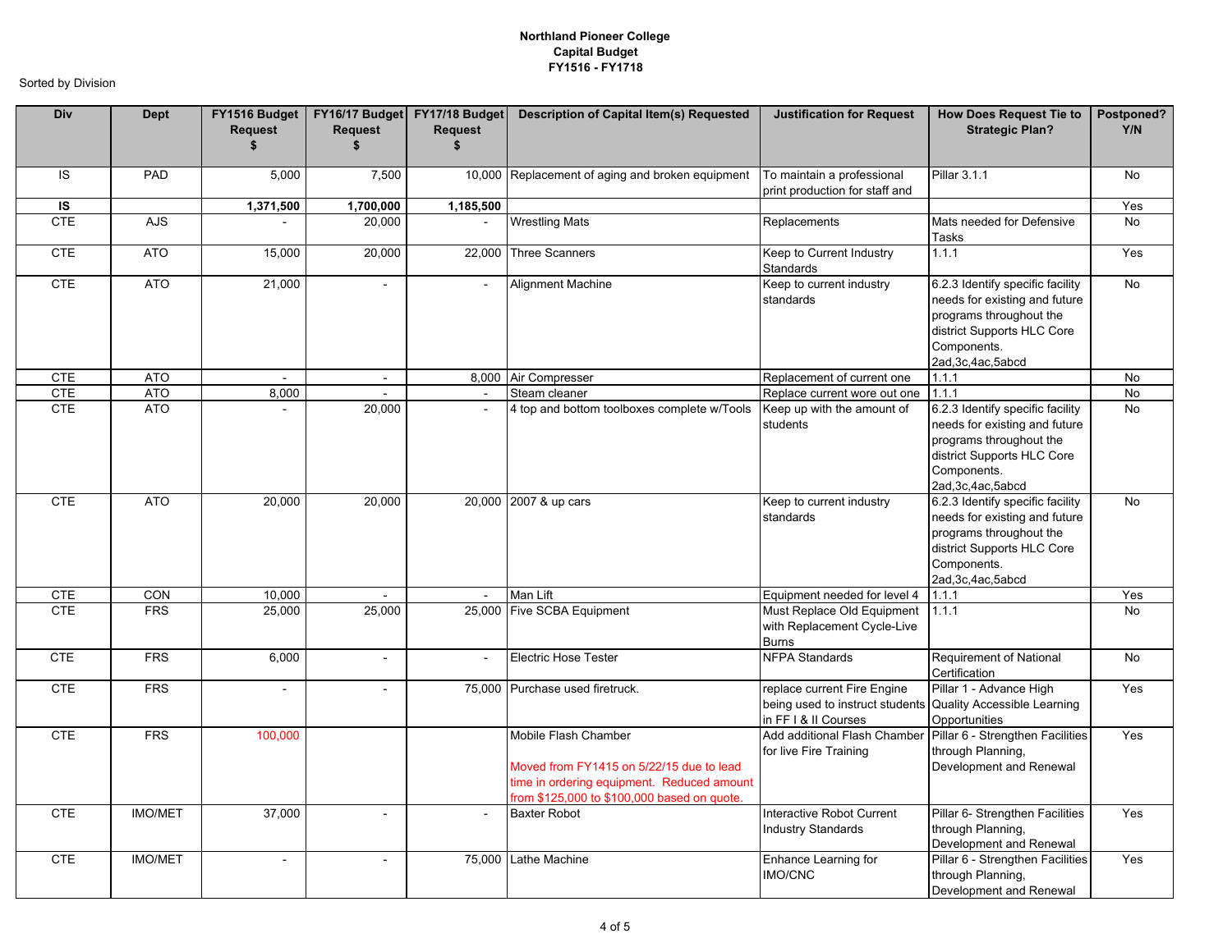**Northland Pioneer College**
**Capital Budget**
**FY1516 - FY1718**

Sorted by Division

| Div | Dept | FY1516 Budget Request $ | FY16/17 Budget Request $ | FY17/18 Budget Request $ | Description of Capital Item(s) Requested | Justification for Request | How Does Request Tie to Strategic Plan? | Postponed? Y/N |
|---|---|---|---|---|---|---|---|---|
| IS | PAD | 5,000 | 7,500 | 10,000 | Replacement of aging and broken equipment | To maintain a professional print production for staff and | Pillar 3.1.1 | No |
| **IS** | | **1,371,500** | **1,700,000** | **1,185,500** | | | | Yes |
| CTE | AJS | - | 20,000 | - | Wrestling Mats | Replacements | Mats needed for Defensive Tasks | No |
| CTE | ATO | 15,000 | 20,000 | 22,000 | Three Scanners | Keep to Current Industry Standards | 1.1.1 | Yes |
| CTE | ATO | 21,000 | - | - | Alignment Machine | Keep to current industry standards | 6.2.3 Identify specific facility needs for existing and future programs throughout the district Supports HLC Core Components. 2ad,3c,4ac,5abcd | No |
| CTE | ATO | - | - | 8,000 | Air Compresser | Replacement of current one | 1.1.1 | No |
| CTE | ATO | 8,000 | - | - | Steam cleaner | Replace current wore out one | 1.1.1 | No |
| CTE | ATO | - | 20,000 | - | 4 top and bottom toolboxes complete w/Tools | Keep up with the amount of students | 6.2.3 Identify specific facility needs for existing and future programs throughout the district Supports HLC Core Components. 2ad,3c,4ac,5abcd | No |
| CTE | ATO | 20,000 | 20,000 | 20,000 | 2007 & up cars | Keep to current industry standards | 6.2.3 Identify specific facility needs for existing and future programs throughout the district Supports HLC Core Components. 2ad,3c,4ac,5abcd | No |
| CTE | CON | 10,000 | - | - | Man Lift | Equipment needed for level 4 | 1.1.1 | Yes |
| CTE | FRS | 25,000 | 25,000 | 25,000 | Five SCBA Equipment | Must Replace Old Equipment with Replacement Cycle-Live Burns | 1.1.1 | No |
| CTE | FRS | 6,000 | - | - | Electric Hose Tester | NFPA Standards | Requirement of National Certification | No |
| CTE | FRS | - | - | 75,000 | Purchase used firetruck. | replace current Fire Engine being used to instruct students in FF I & II Courses | Pillar 1 - Advance High Quality Accessible Learning Opportunities | Yes |
| CTE | FRS | 100,000 | | | Mobile Flash Chamber<br><br>Moved from FY1415 on 5/22/15 due to lead time in ordering equipment. Reduced amount from $125,000 to $100,000 based on quote. | Add additional Flash Chamber for live Fire Training | Pillar 6 - Strengthen Facilities through Planning, Development and Renewal | Yes |
| CTE | IMO/MET | 37,000 | - | - | Baxter Robot | Interactive Robot Current Industry Standards | Pillar 6- Strengthen Facilities through Planning, Development and Renewal | Yes |
| CTE | IMO/MET | - | - | 75,000 | Lathe Machine | Enhance Learning for IMO/CNC | Pillar 6 - Strengthen Facilities through Planning, Development and Renewal | Yes |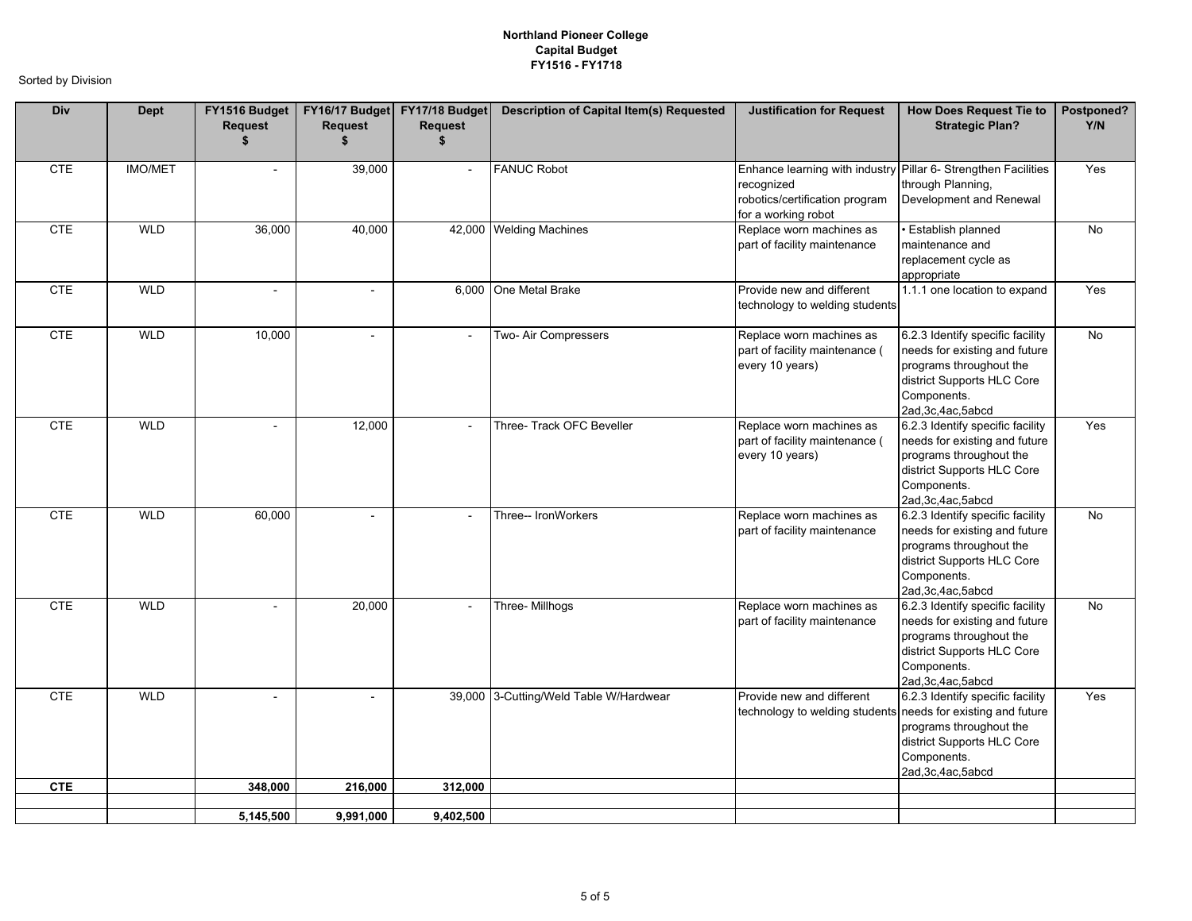**Northland Pioneer College**
**Capital Budget**
**FY1516 - FY1718**

Sorted by Division

| Div | Dept | FY1516 Budget Request $ | FY16/17 Budget Request $ | FY17/18 Budget Request $ | Description of Capital Item(s) Requested | Justification for Request | How Does Request Tie to Strategic Plan? | Postponed? Y/N |
|---|---|---|---|---|---|---|---|---|
| CTE | IMO/MET | - | 39,000 | - | FANUC Robot | Enhance learning with industry recognized robotics/certification program for a working robot | Pillar 6- Strengthen Facilities through Planning, Development and Renewal | Yes |
| CTE | WLD | 36,000 | 40,000 | 42,000 | Welding Machines | Replace worn machines as part of facility maintenance | • Establish planned maintenance and replacement cycle as appropriate | No |
| CTE | WLD | - | - | 6,000 | One Metal Brake | Provide new and different technology to welding students | 1.1.1 one location to expand | Yes |
| CTE | WLD | 10,000 | - | - | Two- Air Compressers | Replace worn machines as part of facility maintenance ( every 10 years) | 6.2.3 Identify specific facility needs for existing and future programs throughout the district Supports HLC Core Components. 2ad,3c,4ac,5abcd | No |
| CTE | WLD | - | 12,000 | - | Three- Track OFC Beveller | Replace worn machines as part of facility maintenance ( every 10 years) | 6.2.3 Identify specific facility needs for existing and future programs throughout the district Supports HLC Core Components. 2ad,3c,4ac,5abcd | Yes |
| CTE | WLD | 60,000 | - | - | Three-- IronWorkers | Replace worn machines as part of facility maintenance | 6.2.3 Identify specific facility needs for existing and future programs throughout the district Supports HLC Core Components. 2ad,3c,4ac,5abcd | No |
| CTE | WLD | - | 20,000 | - | Three- Millhogs | Replace worn machines as part of facility maintenance | 6.2.3 Identify specific facility needs for existing and future programs throughout the district Supports HLC Core Components. 2ad,3c,4ac,5abcd | No |
| CTE | WLD | - | - | 39,000 | 3-Cutting/Weld Table W/Hardwear | Provide new and different technology to welding students | 6.2.3 Identify specific facility needs for existing and future programs throughout the district Supports HLC Core Components. 2ad,3c,4ac,5abcd | Yes |
| **CTE** | | **348,000** | **216,000** | **312,000** | | | | |
| | | | | | | | | |
| | | **5,145,500** | **9,991,000** | **9,402,500** | | | | |